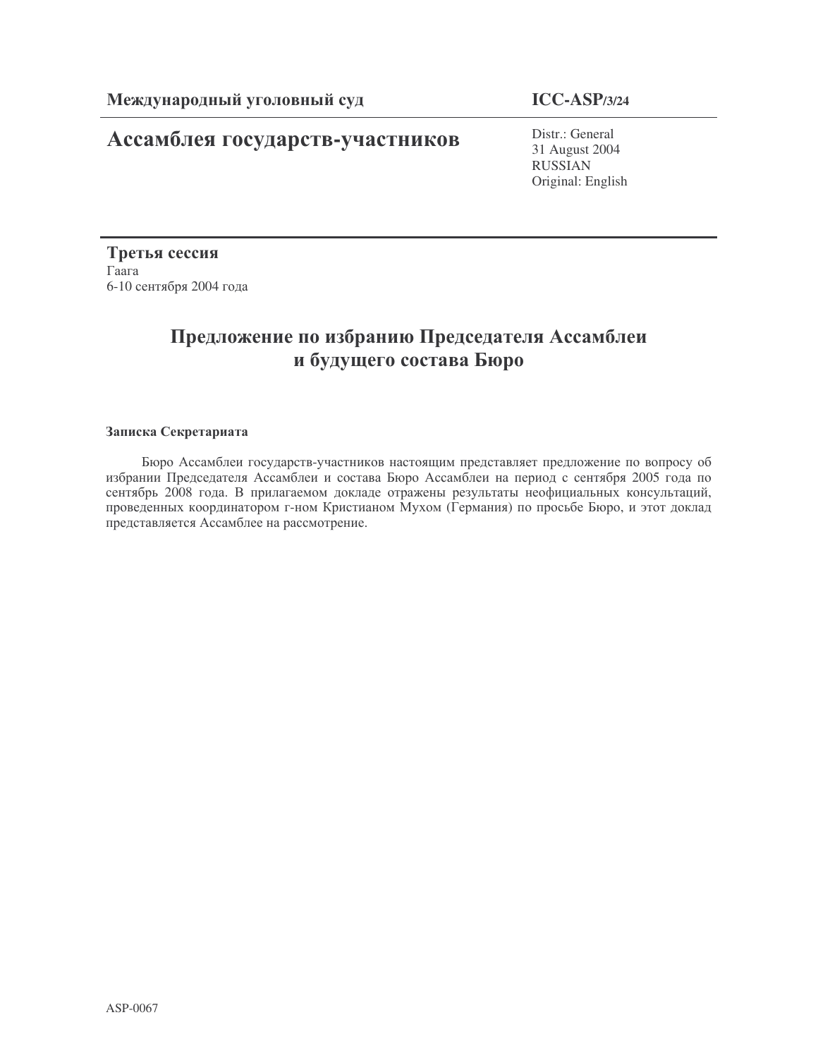**Международный уголовный суд** **ICC-ASP/3/24**

# Ассамблея государств-участников

Distr.: General
31 August 2004
RUSSIAN
Original: English

**Третья сессия**
Гаага
6-10 сентября 2004 года

## Предложение по избранию Председателя Ассамблеи и будущего состава Бюро

**Записка Секретариата**

Бюро Ассамблеи государств-участников настоящим представляет предложение по вопросу об избрании Председателя Ассамблеи и состава Бюро Ассамблеи на период с сентября 2005 года по сентябрь 2008 года. В прилагаемом докладе отражены результаты неофициальных консультаций, проведенных координатором г-ном Кристианом Мухом (Германия) по просьбе Бюро, и этот доклад представляется Ассамблее на рассмотрение.

ASP-0067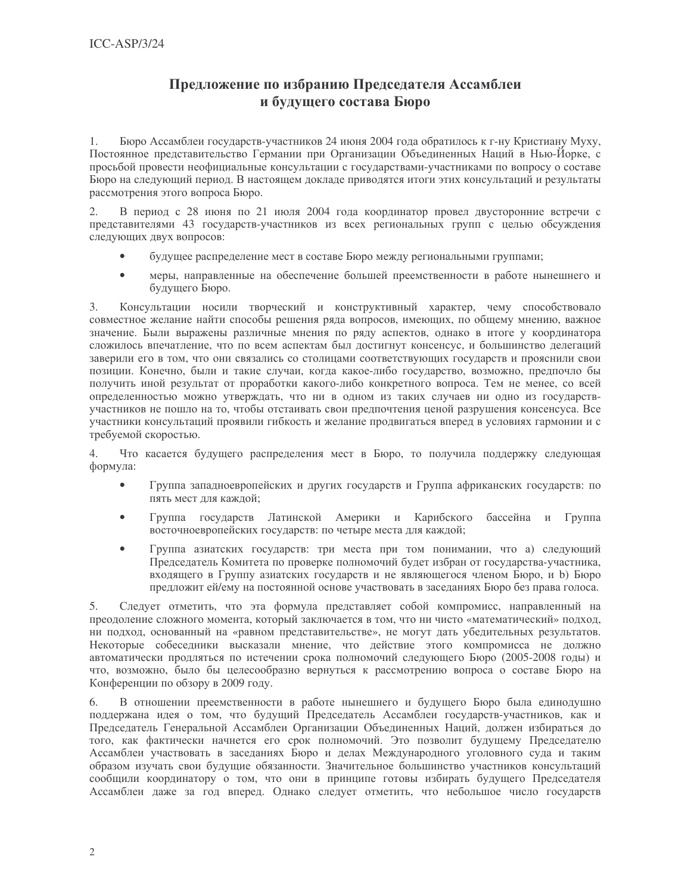# Предложение по избранию Председателя Ассамблеи и будущего состава Бюро

1. Бюро Ассамблеи государств-участников 24 июня 2004 года обратилось к г-ну Кристиану Муху, Постоянное представительство Германии при Организации Объединенных Наций в Нью-Йорке, с просьбой провести неофициальные консультации с государствами-участниками по вопросу о составе Бюро на следующий период. В настоящем докладе приводятся итоги этих консультаций и результаты рассмотрения этого вопроса Бюро.

2. В период с 28 июня по 21 июля 2004 года координатор провел двусторонние встречи с представителями 43 государств-участников из всех региональных групп с целью обсуждения следующих двух вопросов:

- будущее распределение мест в составе Бюро между региональными группами;
- меры, направленные на обеспечение большей преемственности в работе нынешнего и будущего Бюро.

3. Консультации носили творческий и конструктивный характер, чему способствовало совместное желание найти способы решения ряда вопросов, имеющих, по общему мнению, важное значение. Были выражены различные мнения по ряду аспектов, однако в итоге у координатора сложилось впечатление, что по всем аспектам был достигнут консенсус, и большинство делегаций заверили его в том, что они связались со столицами соответствующих государств и прояснили свои позиции. Конечно, были и такие случаи, когда какое-либо государство, возможно, предпочло бы получить иной результат от проработки какого-либо конкретного вопроса. Тем не менее, со всей определенностью можно утверждать, что ни в одном из таких случаев ни одно из государств-участников не пошло на то, чтобы отстаивать свои предпочтения ценой разрушения консенсуса. Все участники консультаций проявили гибкость и желание продвигаться вперед в условиях гармонии и с требуемой скоростью.

4. Что касается будущего распределения мест в Бюро, то получила поддержку следующая формула:

- Группа западноевропейских и других государств и Группа африканских государств: по пять мест для каждой;
- Группа государств Латинской Америки и Карибского бассейна и Группа восточноевропейских государств: по четыре места для каждой;
- Группа азиатских государств: три места при том понимании, что a) следующий Председатель Комитета по проверке полномочий будет избран от государства-участника, входящего в Группу азиатских государств и не являющегося членом Бюро, и b) Бюро предложит ей/ему на постоянной основе участвовать в заседаниях Бюро без права голоса.

5. Следует отметить, что эта формула представляет собой компромисс, направленный на преодоление сложного момента, который заключается в том, что ни чисто «математический» подход, ни подход, основанный на «равном представительстве», не могут дать убедительных результатов. Некоторые собеседники высказали мнение, что действие этого компромисса не должно автоматически продляться по истечении срока полномочий следующего Бюро (2005-2008 годы) и что, возможно, было бы целесообразно вернуться к рассмотрению вопроса о составе Бюро на Конференции по обзору в 2009 году.

6. В отношении преемственности в работе нынешнего и будущего Бюро была единодушно поддержана идея о том, что будущий Председатель Ассамблеи государств-участников, как и Председатель Генеральной Ассамблеи Организации Объединенных Наций, должен избираться до того, как фактически начнется его срок полномочий. Это позволит будущему Председателю Ассамблеи участвовать в заседаниях Бюро и делах Международного уголовного суда и таким образом изучать свои будущие обязанности. Значительное большинство участников консультаций сообщили координатору о том, что они в принципе готовы избирать будущего Председателя Ассамблеи даже за год вперед. Однако следует отметить, что небольшое число государств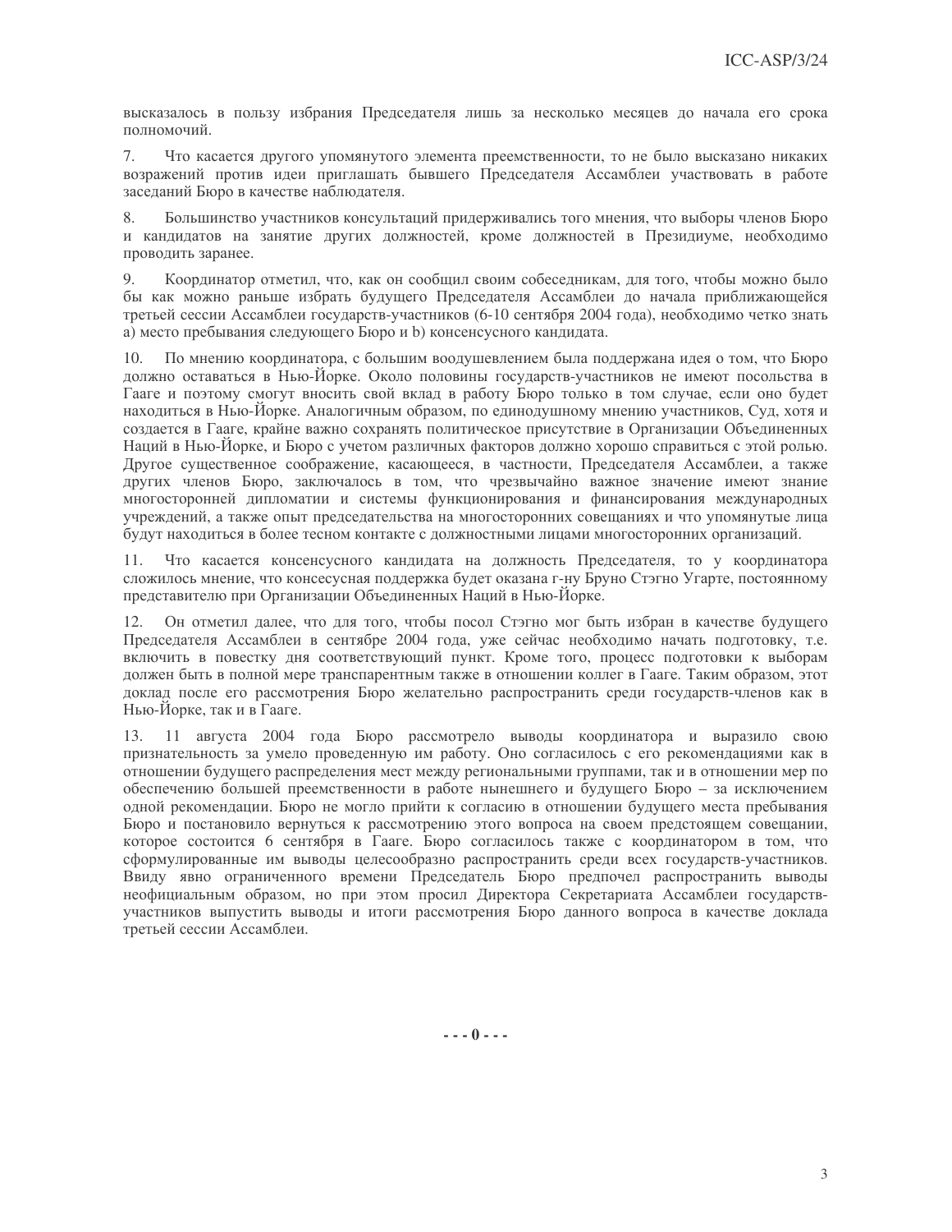высказалось в пользу избрания Председателя лишь за несколько месяцев до начала его срока полномочий.

7. Что касается другого упомянутого элемента преемственности, то не было высказано никаких возражений против идеи приглашать бывшего Председателя Ассамблеи участвовать в работе заседаний Бюро в качестве наблюдателя.

8. Большинство участников консультаций придерживались того мнения, что выборы членов Бюро и кандидатов на занятие других должностей, кроме должностей в Президиуме, необходимо проводить заранее.

9. Координатор отметил, что, как он сообщил своим собеседникам, для того, чтобы можно было бы как можно раньше избрать будущего Председателя Ассамблеи до начала приближающейся третьей сессии Ассамблеи государств-участников (6-10 сентября 2004 года), необходимо четко знать a) место пребывания следующего Бюро и b) консенсусного кандидата.

10. По мнению координатора, с большим воодушевлением была поддержана идея о том, что Бюро должно оставаться в Нью-Йорке. Около половины государств-участников не имеют посольства в Гааге и поэтому смогут вносить свой вклад в работу Бюро только в том случае, если оно будет находиться в Нью-Йорке. Аналогичным образом, по единодушному мнению участников, Суд, хотя и создается в Гааге, крайне важно сохранять политическое присутствие в Организации Объединенных Наций в Нью-Йорке, и Бюро с учетом различных факторов должно хорошо справиться с этой ролью. Другое существенное соображение, касающееся, в частности, Председателя Ассамблеи, а также других членов Бюро, заключалось в том, что чрезвычайно важное значение имеют знание многосторонней дипломатии и системы функционирования и финансирования международных учреждений, а также опыт председательства на многосторонних совещаниях и что упомянутые лица будут находиться в более тесном контакте с должностными лицами многосторонних организаций.

11. Что касается консенсусного кандидата на должность Председателя, то у координатора сложилось мнение, что консесусная поддержка будет оказана г-ну Бруно Стэгно Угарте, постоянному представителю при Организации Объединенных Наций в Нью-Йорке.

12. Он отметил далее, что для того, чтобы посол Стэгно мог быть избран в качестве будущего Председателя Ассамблеи в сентябре 2004 года, уже сейчас необходимо начать подготовку, т.е. включить в повестку дня соответствующий пункт. Кроме того, процесс подготовки к выборам должен быть в полной мере транспарентным также в отношении коллег в Гааге. Таким образом, этот доклад после его рассмотрения Бюро желательно распространить среди государств-членов как в Нью-Йорке, так и в Гааге.

13. 11 августа 2004 года Бюро рассмотрело выводы координатора и выразило свою признательность за умело проведенную им работу. Оно согласилось с его рекомендациями как в отношении будущего распределения мест между региональными группами, так и в отношении мер по обеспечению большей преемственности в работе нынешнего и будущего Бюро – за исключением одной рекомендации. Бюро не могло прийти к согласию в отношении будущего места пребывания Бюро и постановило вернуться к рассмотрению этого вопроса на своем предстоящем совещании, которое состоится 6 сентября в Гааге. Бюро согласилось также с координатором в том, что сформулированные им выводы целесообразно распространить среди всех государств-участников. Ввиду явно ограниченного времени Председатель Бюро предпочел распространить выводы неофициальным образом, но при этом просил Директора Секретариата Ассамблеи государств-участников выпустить выводы и итоги рассмотрения Бюро данного вопроса в качестве доклада третьей сессии Ассамблеи.

\- - - 0 - - -